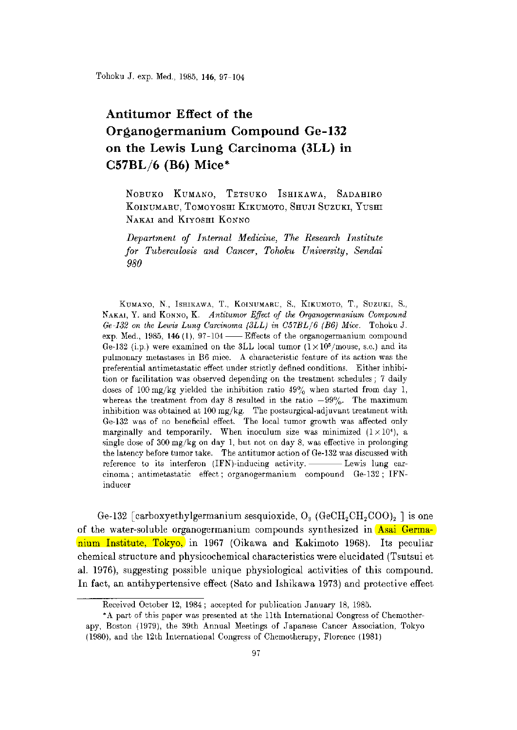# Antitumor Effect of the Organogermanium Compound Ge-132 on the Lewis Lung Carcinoma (3LL) in C57BL/6 (B6) Mice*

NOBUKO KUMANO, TETSUKO ISHIKAWA, SADAHIRO KOINUMARU, TOMOYOSHI KIKUMOTO, SHUJI SUZUKI, YUSHI NAKAI and KIYOSHI KONNO

*Department of Internal Medicine, The Research Institute for Tuberculosis and Cancer, Tohoku University, Sendai 980*

KUMANO, N., ISHIKAWA, T., KOINUMARU, S., KIKUMOTO, T., SUZUKI, S., NAKAI, Y. and KONNO, K. *Antitumor Effect of the Organogermanium Compound Ge-132 on the Lewis Lung Carcinoma (3LL) in C57BL/6 (B6) Mice.* Tohoku J. exp. Med., 1985, **146** (1), 97-104 —— Effects of the organogermanium compound Ge-132 (i.p.) were examined on the 3LL local tumor ($1 \times 10^5$/mouse, s.c.) and its pulmonary metastases in B6 mice. A characteristic feature of its action was the preferential antimetastatic effect under strictly defined conditions. Either inhibition or facilitation was observed depending on the treatment schedules; 7 daily doses of 100 mg/kg yielded the inhibition ratio 49% when started from day 1, whereas the treatment from day 8 resulted in the ratio −99%. The maximum inhibition was obtained at 100 mg/kg. The postsurgical-adjuvant treatment with Ge-132 was of no beneficial effect. The local tumor growth was affected only marginally and temporarily. When inoculum size was minimized ($1 \times 10^4$), a single dose of 300 mg/kg on day 1, but not on day 8, was effective in prolonging the latency before tumor take. The antitumor action of Ge-132 was discussed with reference to its interferon (IFN)-inducing activity. —— Lewis lung carcinoma; antimetastatic effect; organogermanium compound Ge-132; IFN-inducer

Ge-132 [carboxyethylgermanium sesquioxide, $O_3(GeCH_2CH_2COO)_2$] is one of the water-soluble organogermanium compounds synthesized in Asai Germanium Institute, Tokyo, in 1967 (Oikawa and Kakimoto 1968). Its peculiar chemical structure and physicochemical characteristics were elucidated (Tsutsui et al. 1976), suggesting possible unique physiological activities of this compound. In fact, an antihypertensive effect (Sato and Ishikawa 1973) and protective effect

---

Received October 12, 1984; accepted for publication January 18, 1985.

*A part of this paper was presented at the 11th International Congress of Chemotherapy, Boston (1979), the 39th Annual Meetings of Japanese Cancer Association, Tokyo (1980), and the 12th International Congress of Chemotherapy, Florence (1981)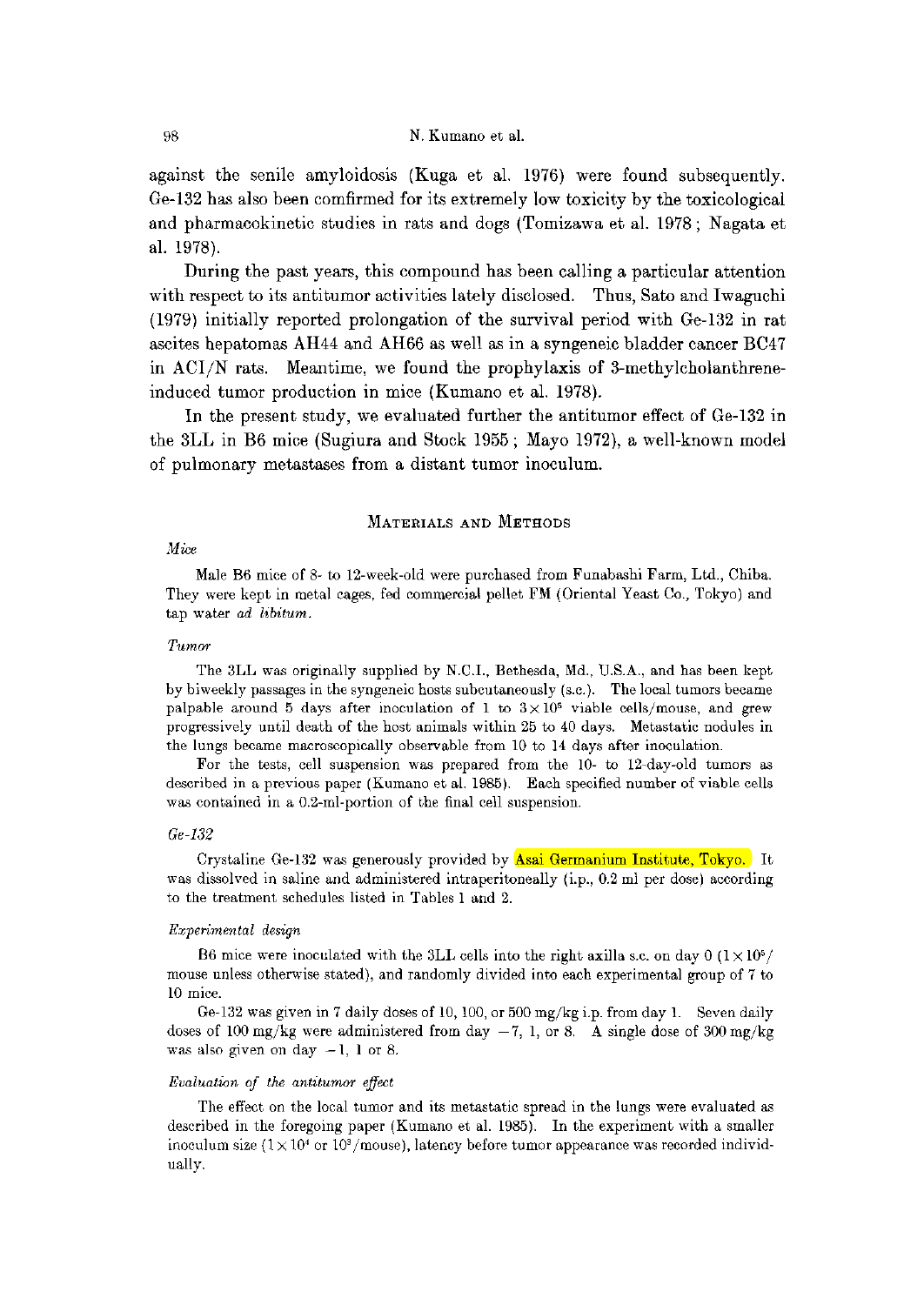against the senile amyloidosis (Kuga et al. 1976) were found subsequently. Ge-132 has also been comfirmed for its extremely low toxicity by the toxicological and pharmacokinetic studies in rats and dogs (Tomizawa et al. 1978; Nagata et al. 1978).

During the past years, this compound has been calling a particular attention with respect to its antitumor activities lately disclosed. Thus, Sato and Iwaguchi (1979) initially reported prolongation of the survival period with Ge-132 in rat ascites hepatomas AH44 and AH66 as well as in a syngeneic bladder cancer BC47 in ACI/N rats. Meantime, we found the prophylaxis of 3-methylcholanthrene-induced tumor production in mice (Kumano et al. 1978).

In the present study, we evaluated further the antitumor effect of Ge-132 in the 3LL in B6 mice (Sugiura and Stock 1955; Mayo 1972), a well-known model of pulmonary metastases from a distant tumor inoculum.

## Materials and Methods

### *Mice*

Male B6 mice of 8- to 12-week-old were purchased from Funabashi Farm, Ltd., Chiba. They were kept in metal cages, fed commercial pellet FM (Oriental Yeast Co., Tokyo) and tap water *ad libitum*.

### *Tumor*

The 3LL was originally supplied by N.C.I., Bethesda, Md., U.S.A., and has been kept by biweekly passages in the syngeneic hosts subcutaneously (s.c.). The local tumors became palpable around 5 days after inoculation of 1 to $3 \times 10^5$ viable cells/mouse, and grew progressively until death of the host animals within 25 to 40 days. Metastatic nodules in the lungs became macroscopically observable from 10 to 14 days after inoculation.

For the tests, cell suspension was prepared from the 10- to 12-day-old tumors as described in a previous paper (Kumano et al. 1985). Each specified number of viable cells was contained in a 0.2-ml-portion of the final cell suspension.

### *Ge-132*

Crystaline Ge-132 was generously provided by Asai Germanium Institute, Tokyo. It was dissolved in saline and administered intraperitoneally (i.p., 0.2 ml per dose) according to the treatment schedules listed in Tables 1 and 2.

### *Experimental design*

B6 mice were inoculated with the 3LL cells into the right axilla s.c. on day 0 ($1 \times 10^5$/mouse unless otherwise stated), and randomly divided into each experimental group of 7 to 10 mice.

Ge-132 was given in 7 daily doses of 10, 100, or 500 mg/kg i.p. from day 1. Seven daily doses of 100 mg/kg were administered from day $-7$, 1, or 8. A single dose of 300 mg/kg was also given on day $-1$, 1 or 8.

### *Evaluation of the antitumor effect*

The effect on the local tumor and its metastatic spread in the lungs were evaluated as described in the foregoing paper (Kumano et al. 1985). In the experiment with a smaller inoculum size ($1 \times 10^4$ or $10^3$/mouse), latency before tumor appearance was recorded individually.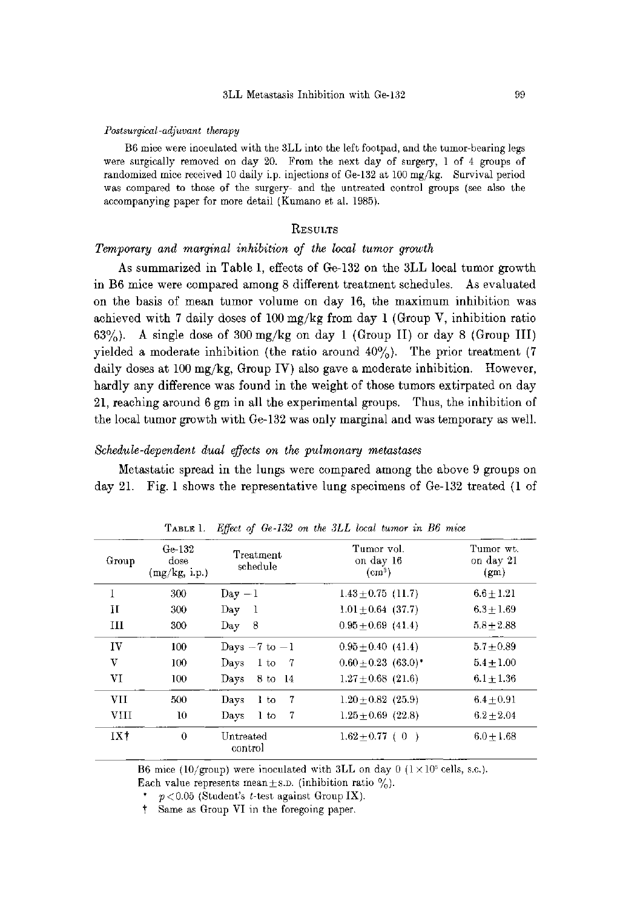*Postsurgical-adjuvant therapy*

B6 mice were inoculated with the 3LL into the left footpad, and the tumor-bearing legs were surgically removed on day 20. From the next day of surgery, 1 of 4 groups of randomized mice received 10 daily i.p. injections of Ge-132 at 100 mg/kg. Survival period was compared to those of the surgery- and the untreated control groups (see also the accompanying paper for more detail (Kumano et al. 1985).

## Results

### *Temporary and marginal inhibition of the local tumor growth*

As summarized in Table 1, effects of Ge-132 on the 3LL local tumor growth in B6 mice were compared among 8 different treatment schedules. As evaluated on the basis of mean tumor volume on day 16, the maximum inhibition was achieved with 7 daily doses of 100 mg/kg from day 1 (Group V, inhibition ratio 63%). A single dose of 300 mg/kg on day 1 (Group II) or day 8 (Group III) yielded a moderate inhibition (the ratio around 40%). The prior treatment (7 daily doses at 100 mg/kg, Group IV) also gave a moderate inhibition. However, hardly any difference was found in the weight of those tumors extirpated on day 21, reaching around 6 gm in all the experimental groups. Thus, the inhibition of the local tumor growth with Ge-132 was only marginal and was temporary as well.

### *Schedule-dependent dual effects on the pulmonary metastases*

Metastatic spread in the lungs were compared among the above 9 groups on day 21. Fig. 1 shows the representative lung specimens of Ge-132 treated (1 of

TABLE 1. *Effect of Ge-132 on the 3LL local tumor in B6 mice*

| Group | Ge-132 dose (mg/kg, i.p.) | Treatment schedule | Tumor vol. on day 16 ($cm^3$) | Tumor wt. on day 21 (gm) |
|---|---|---|---|---|
| I | 300 | Day −1 | 1.43±0.75 (11.7) | 6.6±1.21 |
| II | 300 | Day 1 | 1.01±0.64 (37.7) | 6.3±1.69 |
| III | 300 | Day 8 | 0.95±0.69 (41.4) | 5.8±2.88 |
| IV | 100 | Days −7 to −1 | 0.95±0.40 (41.4) | 5.7±0.89 |
| V | 100 | Days 1 to 7 | 0.60±0.23 (63.0)* | 5.4±1.00 |
| VI | 100 | Days 8 to 14 | 1.27±0.68 (21.6) | 6.1±1.36 |
| VII | 500 | Days 1 to 7 | 1.20±0.82 (25.9) | 6.4±0.91 |
| VIII | 10 | Days 1 to 7 | 1.25±0.69 (22.8) | 6.2±2.04 |
| IX† | 0 | Untreated control | 1.62±0.77 ( 0 ) | 6.0±1.68 |

B6 mice (10/group) were inoculated with 3LL on day 0 ($1\times10^5$ cells, s.c.).
Each value represents mean±S.D. (inhibition ratio %).

\* $p<0.05$ (Student's $t$-test against Group IX).

† Same as Group VI in the foregoing paper.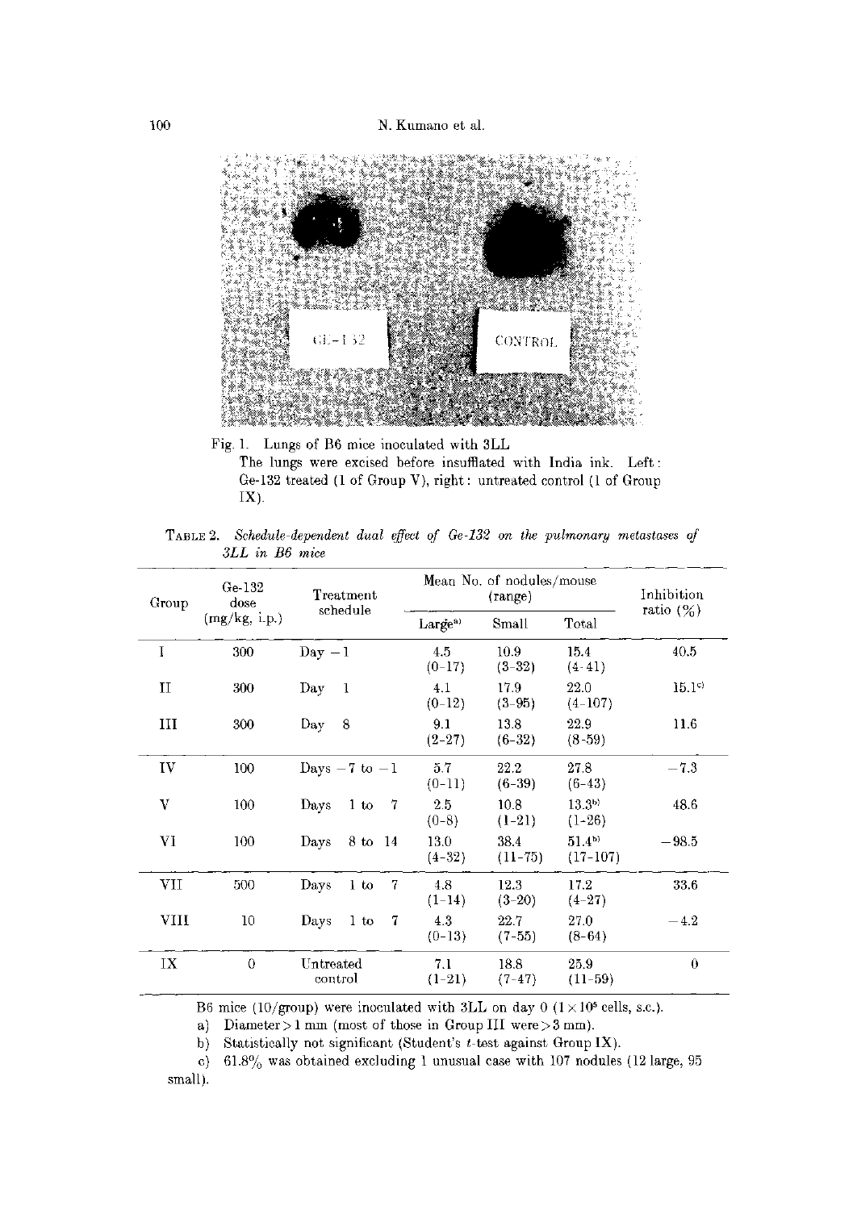Fig. 1. Lungs of B6 mice inoculated with 3LL
The lungs were excised before insufflated with India ink. Left: Ge-132 treated (1 of Group V), right: untreated control (1 of Group IX).

TABLE 2. *Schedule-dependent dual effect of Ge-132 on the pulmonary metastases of 3LL in B6 mice*

| Group | Ge-132 dose (mg/kg, i.p.) | Treatment schedule | Mean No. of nodules/mouse (range) | | | Inhibition ratio (%) |
|---|---|---|---|---|---|---|
| | | | Large[a] | Small | Total | |
| I | 300 | Day −1 | 4.5 (0–17) | 10.9 (3–32) | 15.4 (4–41) | 40.5 |
| II | 300 | Day 1 | 4.1 (0–12) | 17.9 (3–95) | 22.0 (4–107) | 15.1[c] |
| III | 300 | Day 8 | 9.1 (2–27) | 13.8 (6–32) | 22.9 (8–59) | 11.6 |
| IV | 100 | Days −7 to −1 | 5.7 (0–11) | 22.2 (6–39) | 27.8 (6–43) | −7.3 |
| V | 100 | Days 1 to 7 | 2.5 (0–8) | 10.8 (1–21) | 13.3[b] (1–26) | 48.6 |
| VI | 100 | Days 8 to 14 | 13.0 (4–32) | 38.4 (11–75) | 51.4[b] (17–107) | −98.5 |
| VII | 500 | Days 1 to 7 | 4.8 (1–14) | 12.3 (3–20) | 17.2 (4–27) | 33.6 |
| VIII | 10 | Days 1 to 7 | 4.3 (0–13) | 22.7 (7–55) | 27.0 (8–64) | −4.2 |
| IX | 0 | Untreated control | 7.1 (1–21) | 18.8 (7–47) | 25.9 (11–59) | 0 |

B6 mice (10/group) were inoculated with 3LL on day 0 ($1\times10^6$ cells, s.c.).

a) Diameter > 1 mm (most of those in Group III were > 3 mm).

b) Statistically not significant (Student's $t$-test against Group IX).

c) 61.8% was obtained excluding 1 unusual case with 107 nodules (12 large, 95 small).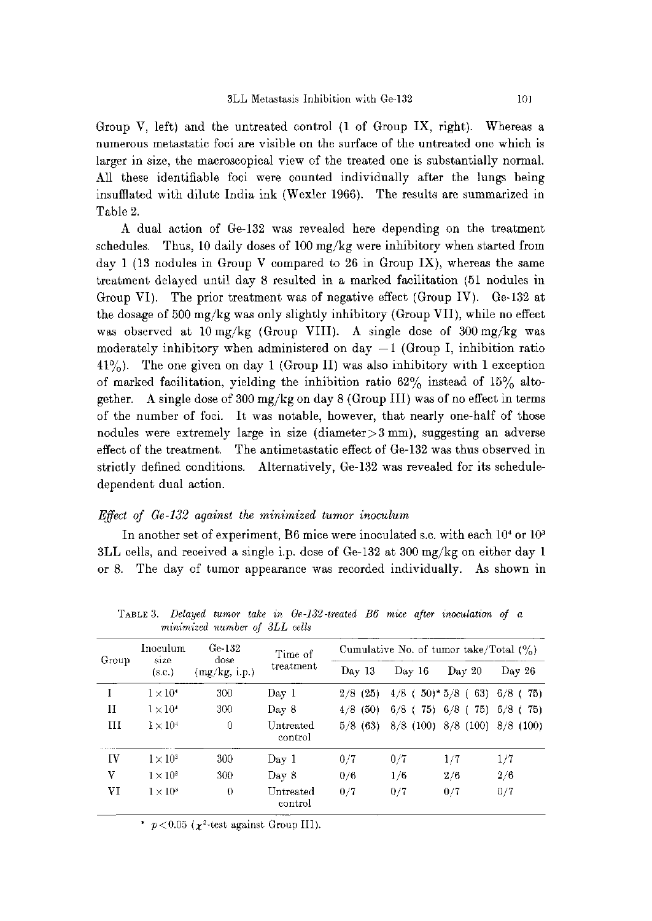Group V, left) and the untreated control (1 of Group IX, right). Whereas a numerous metastatic foci are visible on the surface of the untreated one which is larger in size, the macroscopical view of the treated one is substantially normal. All these identifiable foci were counted individually after the lungs being insufflated with dilute India ink (Wexler 1966). The results are summarized in Table 2.

A dual action of Ge-132 was revealed here depending on the treatment schedules. Thus, 10 daily doses of 100 mg/kg were inhibitory when started from day 1 (13 nodules in Group V compared to 26 in Group IX), whereas the same treatment delayed until day 8 resulted in a marked facilitation (51 nodules in Group VI). The prior treatment was of negative effect (Group IV). Ge-132 at the dosage of 500 mg/kg was only slightly inhibitory (Group VII), while no effect was observed at 10 mg/kg (Group VIII). A single dose of 300 mg/kg was moderately inhibitory when administered on day −1 (Group I, inhibition ratio 41%). The one given on day 1 (Group II) was also inhibitory with 1 exception of marked facilitation, yielding the inhibition ratio 62% instead of 15% altogether. A single dose of 300 mg/kg on day 8 (Group III) was of no effect in terms of the number of foci. It was notable, however, that nearly one-half of those nodules were extremely large in size (diameter > 3 mm), suggesting an adverse effect of the treatment. The antimetastatic effect of Ge-132 was thus observed in strictly defined conditions. Alternatively, Ge-132 was revealed for its schedule-dependent dual action.

### *Effect of Ge-132 against the minimized tumor inoculum*

In another set of experiment, B6 mice were inoculated s.c. with each $10^4$ or $10^3$ 3LL cells, and received a single i.p. dose of Ge-132 at 300 mg/kg on either day 1 or 8. The day of tumor appearance was recorded individually. As shown in

TABLE 3. *Delayed tumor take in Ge-132-treated B6 mice after inoculation of a minimized number of 3LL cells*

| Group | Inoculum size (s.c.) | Ge-132 dose (mg/kg, i.p.) | Time of treatment | Cumulative No. of tumor take/Total (%) | | | |
|---|---|---|---|---|---|---|---|
| | | | | Day 13 | Day 16 | Day 20 | Day 26 |
| I | $1\times10^4$ | 300 | Day 1 | 2/8 (25) | 4/8 (50)* | 5/8 (63) | 6/8 (75) |
| II | $1\times10^4$ | 300 | Day 8 | 4/8 (50) | 6/8 (75) | 6/8 (75) | 6/8 (75) |
| III | $1\times10^4$ | 0 | Untreated control | 5/8 (63) | 8/8 (100) | 8/8 (100) | 8/8 (100) |
| IV | $1\times10^3$ | 300 | Day 1 | 0/7 | 0/7 | 1/7 | 1/7 |
| V | $1\times10^3$ | 300 | Day 8 | 0/6 | 1/6 | 2/6 | 2/6 |
| VI | $1\times10^3$ | 0 | Untreated control | 0/7 | 0/7 | 0/7 | 0/7 |

* $p < 0.05$ ($\chi^2$-test against Group III).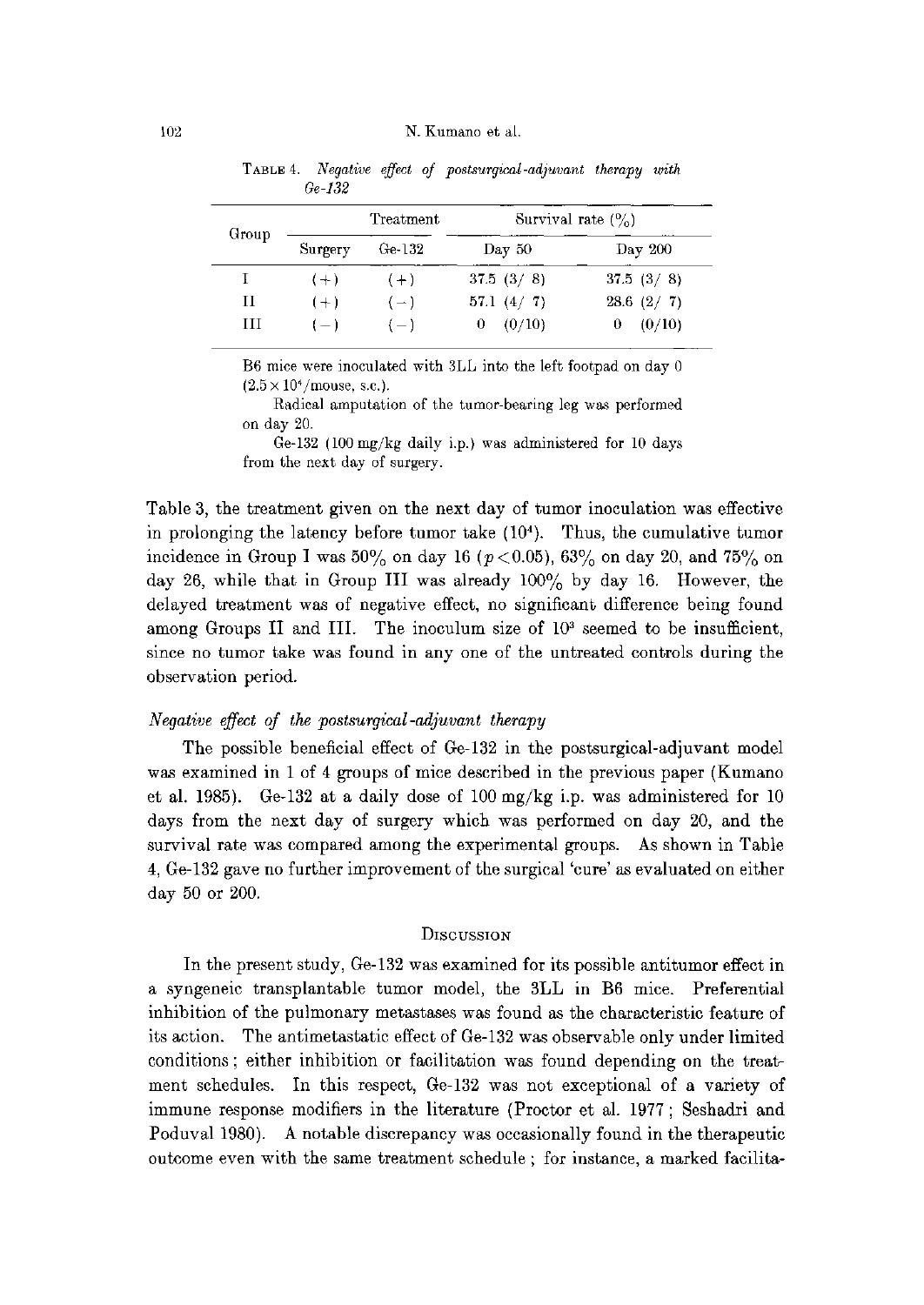TABLE 4. *Negative effect of postsurgical-adjuvant therapy with Ge-132*

| Group | Treatment | | Survival rate (%) | |
|---|---|---|---|---|
| | Surgery | Ge-132 | Day 50 | Day 200 |
| I | (+) | (+) | 37.5 (3/ 8) | 37.5 (3/ 8) |
| II | (+) | (−) | 57.1 (4/ 7) | 28.6 (2/ 7) |
| III | (−) | (−) | 0 (0/10) | 0 (0/10) |

B6 mice were inoculated with 3LL into the left footpad on day 0 ($2.5 \times 10^4$/mouse, s.c.).

Radical amputation of the tumor-bearing leg was performed on day 20.

Ge-132 (100 mg/kg daily i.p.) was administered for 10 days from the next day of surgery.

Table 3, the treatment given on the next day of tumor inoculation was effective in prolonging the latency before tumor take ($10^4$). Thus, the cumulative tumor incidence in Group I was 50% on day 16 ($p < 0.05$), 63% on day 20, and 75% on day 26, while that in Group III was already 100% by day 16. However, the delayed treatment was of negative effect, no significant difference being found among Groups II and III. The inoculum size of $10^3$ seemed to be insufficient, since no tumor take was found in any one of the untreated controls during the observation period.

*Negative effect of the postsurgical-adjuvant therapy*

The possible beneficial effect of Ge-132 in the postsurgical-adjuvant model was examined in 1 of 4 groups of mice described in the previous paper (Kumano et al. 1985). Ge-132 at a daily dose of 100 mg/kg i.p. was administered for 10 days from the next day of surgery which was performed on day 20, and the survival rate was compared among the experimental groups. As shown in Table 4, Ge-132 gave no further improvement of the surgical 'cure' as evaluated on either day 50 or 200.

## DISCUSSION

In the present study, Ge-132 was examined for its possible antitumor effect in a syngeneic transplantable tumor model, the 3LL in B6 mice. Preferential inhibition of the pulmonary metastases was found as the characteristic feature of its action. The antimetastatic effect of Ge-132 was observable only under limited conditions; either inhibition or facilitation was found depending on the treatment schedules. In this respect, Ge-132 was not exceptional of a variety of immune response modifiers in the literature (Proctor et al. 1977; Seshadri and Poduval 1980). A notable discrepancy was occasionally found in the therapeutic outcome even with the same treatment schedule; for instance, a marked facilita-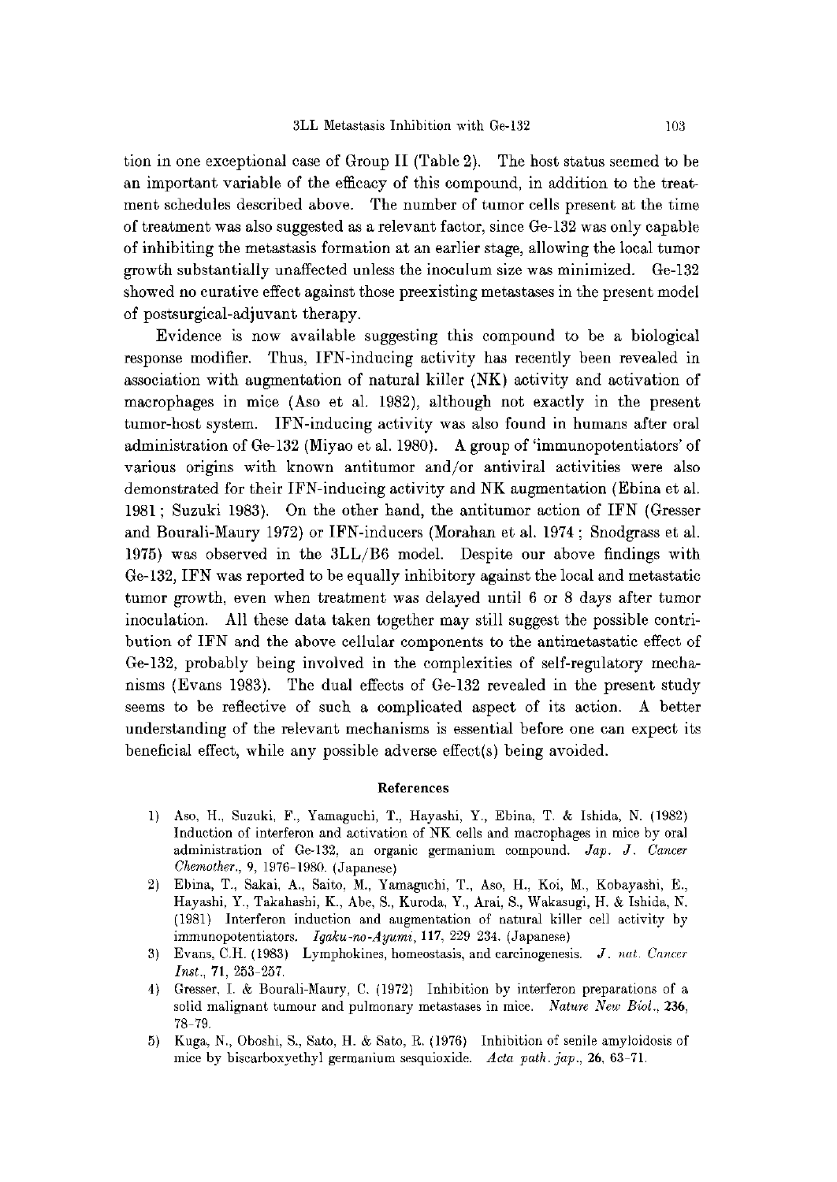tion in one exceptional case of Group II (Table 2). The host status seemed to be an important variable of the efficacy of this compound, in addition to the treatment schedules described above. The number of tumor cells present at the time of treatment was also suggested as a relevant factor, since Ge-132 was only capable of inhibiting the metastasis formation at an earlier stage, allowing the local tumor growth substantially unaffected unless the inoculum size was minimized. Ge-132 showed no curative effect against those preexisting metastases in the present model of postsurgical-adjuvant therapy.

Evidence is now available suggesting this compound to be a biological response modifier. Thus, IFN-inducing activity has recently been revealed in association with augmentation of natural killer (NK) activity and activation of macrophages in mice (Aso et al. 1982), although not exactly in the present tumor-host system. IFN-inducing activity was also found in humans after oral administration of Ge-132 (Miyao et al. 1980). A group of 'immunopotentiators' of various origins with known antitumor and/or antiviral activities were also demonstrated for their IFN-inducing activity and NK augmentation (Ebina et al. 1981; Suzuki 1983). On the other hand, the antitumor action of IFN (Gresser and Bourali-Maury 1972) or IFN-inducers (Morahan et al. 1974; Snodgrass et al. 1975) was observed in the 3LL/B6 model. Despite our above findings with Ge-132, IFN was reported to be equally inhibitory against the local and metastatic tumor growth, even when treatment was delayed until 6 or 8 days after tumor inoculation. All these data taken together may still suggest the possible contribution of IFN and the above cellular components to the antimetastatic effect of Ge-132, probably being involved in the complexities of self-regulatory mechanisms (Evans 1983). The dual effects of Ge-132 revealed in the present study seems to be reflective of such a complicated aspect of its action. A better understanding of the relevant mechanisms is essential before one can expect its beneficial effect, while any possible adverse effect(s) being avoided.

## References

1) Aso, H., Suzuki, F., Yamaguchi, T., Hayashi, Y., Ebina, T. & Ishida, N. (1982) Induction of interferon and activation of NK cells and macrophages in mice by oral administration of Ge-132, an organic germanium compound. *Jap. J. Cancer Chemother.*, **9**, 1976–1980. (Japanese)
2) Ebina, T., Sakai, A., Saito, M., Yamaguchi, T., Aso, H., Koi, M., Kobayashi, E., Hayashi, Y., Takahashi, K., Abe, S., Kuroda, Y., Arai, S., Wakasugi, H. & Ishida, N. (1981) Interferon induction and augmentation of natural killer cell activity by immunopotentiators. *Igaku-no-Ayumi*, **117**, 229–234. (Japanese)
3) Evans, C.H. (1983) Lymphokines, homeostasis, and carcinogenesis. *J. nat. Cancer Inst.*, **71**, 253–257.
4) Gresser, I. & Bourali-Maury, C. (1972) Inhibition by interferon preparations of a solid malignant tumour and pulmonary metastases in mice. *Nature New Biol.*, **236**, 78–79.
5) Kuga, N., Oboshi, S., Sato, H. & Sato, R. (1976) Inhibition of senile amyloidosis of mice by biscarboxyethyl germanium sesquioxide. *Acta path. jap.*, **26**, 63–71.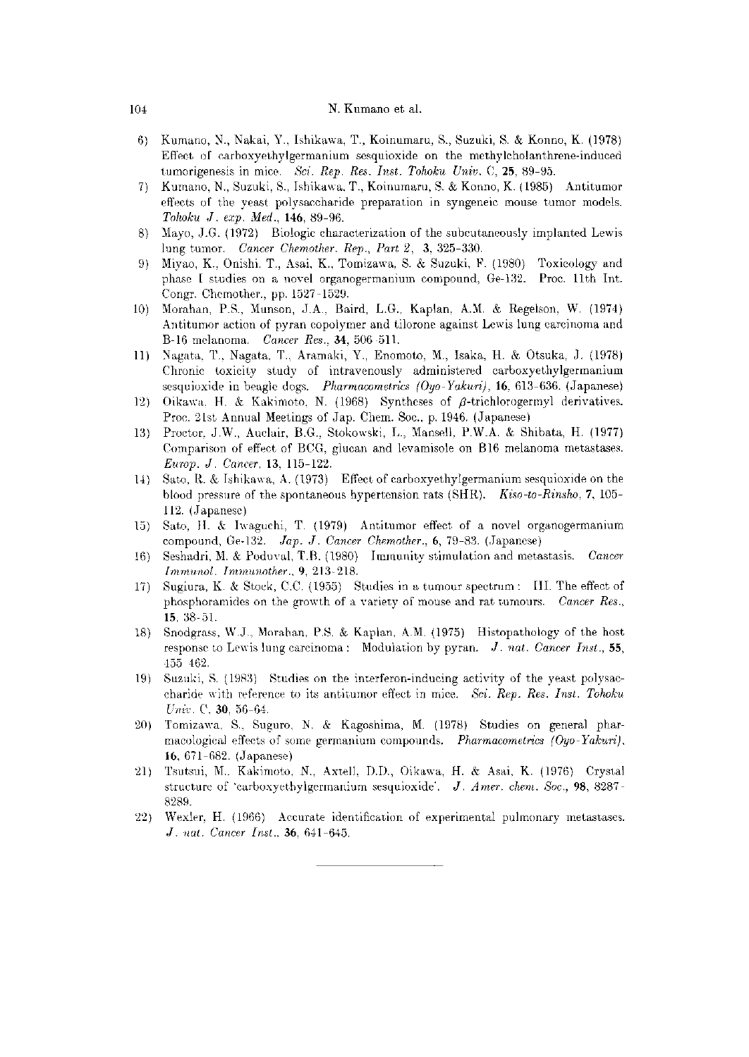6) Kumano, N., Nakai, Y., Ishikawa, T., Koinumaru, S., Suzuki, S. & Konno, K. (1978) Effect of carboxyethylgermanium sesquioxide on the methylcholanthrene-induced tumorigenesis in mice. *Sci. Rep. Res. Inst. Tohoku Univ.* C, **25**, 89–95.
7) Kumano, N., Suzuki, S., Ishikawa, T., Koinumaru, S. & Konno, K. (1985) Antitumor effects of the yeast polysaccharide preparation in syngeneic mouse tumor models. *Tohoku J. exp. Med.*, **146**, 89–96.
8) Mayo, J.G. (1972) Biologic characterization of the subcutaneously implanted Lewis lung tumor. *Cancer Chemother. Rep., Part 2*, **3**, 325–330.
9) Miyao, K., Onishi, T., Asai, K., Tomizawa, S. & Suzuki, F. (1980) Toxicology and phase I studies on a novel organogermanium compound, Ge-132. Proc. 11th Int. Congr. Chemother., pp. 1527–1529.
10) Morahan, P.S., Munson, J.A., Baird, L.G., Kaplan, A.M. & Regelson, W. (1974) Antitumor action of pyran copolymer and tilorone against Lewis lung carcinoma and B-16 melanoma. *Cancer Res.*, **34**, 506–511.
11) Nagata, T., Nagata, T., Aramaki, Y., Enomoto, M., Isaka, H. & Otsuka, J. (1978) Chronic toxicity study of intravenously administered carboxyethylgermanium sesquioxide in beagle dogs. *Pharmacometrics (Oyo-Yakuri)*, **16**, 613–636. (Japanese)
12) Oikawa, H. & Kakimoto, N. (1968) Syntheses of $\beta$-trichlorogermyl derivatives. Proc. 21st Annual Meetings of Jap. Chem. Soc., p. 1946. (Japanese)
13) Proctor, J.W., Auclair, B.G., Stokowski, L., Mansell, P.W.A. & Shibata, H. (1977) Comparison of effect of BCG, glucan and levamisole on B16 melanoma metastases. *Europ. J. Cancer*, **13**, 115–122.
14) Sato, R. & Ishikawa, A. (1973) Effect of carboxyethylgermanium sesquioxide on the blood pressure of the spontaneous hypertension rats (SHR). *Kiso-to-Rinsho*, **7**, 105–112. (Japanese)
15) Sato, H. & Iwaguchi, T. (1979) Antitumor effect of a novel organogermanium compound, Ge-132. *Jap. J. Cancer Chemother.*, **6**, 79–83. (Japanese)
16) Seshadri, M. & Poduval, T.B. (1980) Immunity stimulation and metastasis. *Cancer Immunol. Immunother.*, **9**, 213–218.
17) Sugiura, K. & Stock, C.C. (1955) Studies in a tumour spectrum: III. The effect of phosphoramides on the growth of a variety of mouse and rat tumours. *Cancer Res.*, **15**, 38–51.
18) Snodgrass, W.J., Morahan, P.S. & Kaplan, A.M. (1975) Histopathology of the host response to Lewis lung carcinoma: Modulation by pyran. *J. nat. Cancer Inst.*, **55**, 455–462.
19) Suzuki, S. (1983) Studies on the interferon-inducing activity of the yeast polysaccharide with reference to its antitumor effect in mice. *Sci. Rep. Res. Inst. Tohoku Univ.* C, **30**, 56–64.
20) Tomizawa, S., Suguro, N. & Kagoshima, M. (1978) Studies on general pharmacological effects of some germanium compounds. *Pharmacometrics (Oyo-Yakuri)*, **16**, 671–682. (Japanese)
21) Tsutsui, M., Kakimoto, N., Axtell, D.D., Oikawa, H. & Asai, K. (1976) Crystal structure of 'carboxyethylgermanium sesquioxide'. *J. Amer. chem. Soc.*, **98**, 8287–8289.
22) Wexler, H. (1966) Accurate identification of experimental pulmonary metastases. *J. nat. Cancer Inst.*, **36**, 641–645.